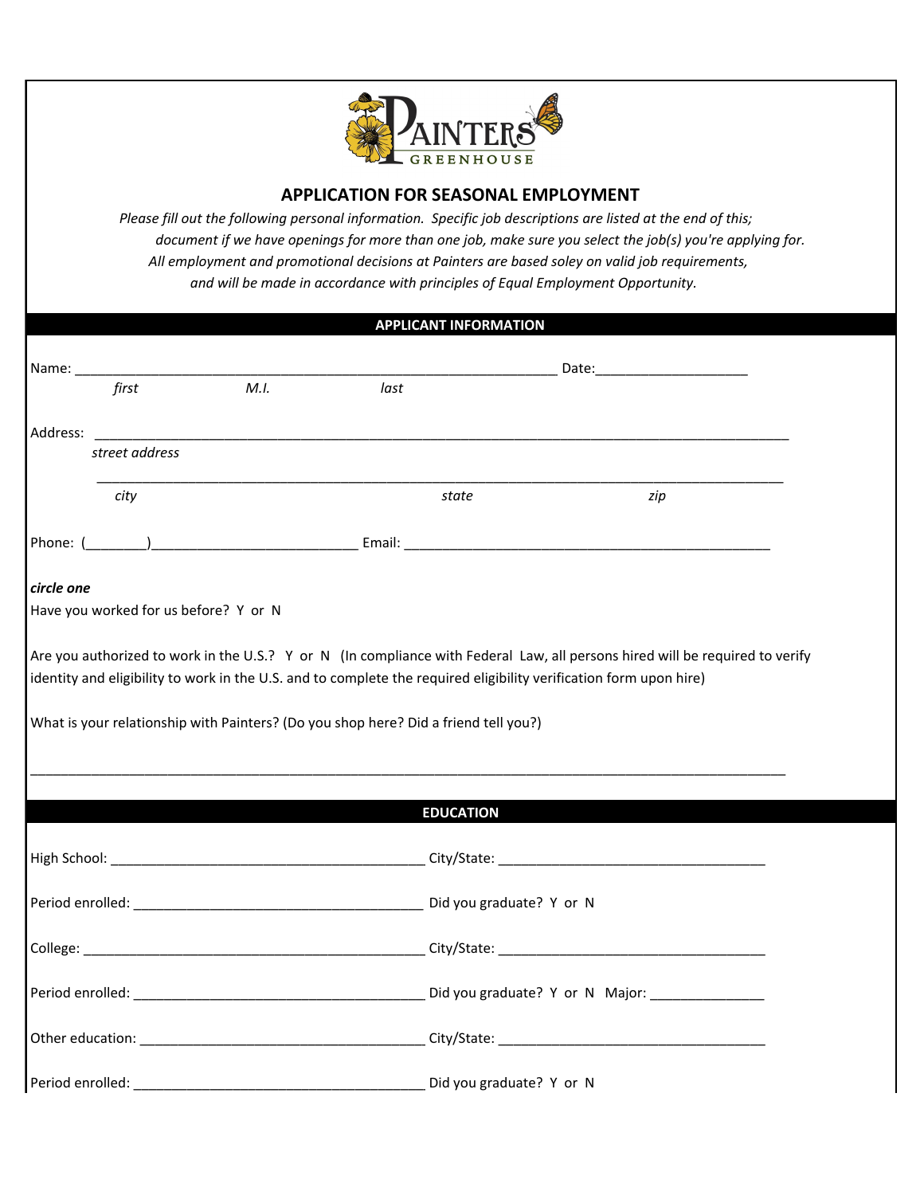PAINTERS GREENHOUSE

# APPLICATION FOR SEASONAL EMPLOYMENT

*Please fill out the following personal information. Specific job descriptions are listed at the end of this; document if we have openings for more than one job, make sure you select the job(s) you're applying for. All employment and promotional decisions at Painters are based soley on valid job requirements, and will be made in accordance with principles of Equal Employment Opportunity.*

## APPLICANT INFORMATION

Name: ______________________________________________________________ Date:____________________

*first* *M.I.* *last*

Address: ______________________________________________________________________________

*street address*

______________________________________________________________________________

*city* *state* *zip*

Phone: (________)___________________________ Email: __________________________________________________

***circle one***

Have you worked for us before? Y or N

Are you authorized to work in the U.S.? Y or N (In compliance with Federal Law, all persons hired will be required to verify identity and eligibility to work in the U.S. and to complete the required eligibility verification form upon hire)

What is your relationship with Painters? (Do you shop here? Did a friend tell you?)

_______________________________________________________________________________________________

## EDUCATION

High School: ________________________________________ City/State: ___________________________________

Period enrolled: _____________________________________ Did you graduate? Y or N

College: ____________________________________________ City/State: ___________________________________

Period enrolled: _____________________________________ Did you graduate? Y or N Major: _______________

Other education: ____________________________________ City/State: ___________________________________

Period enrolled: _____________________________________ Did you graduate? Y or N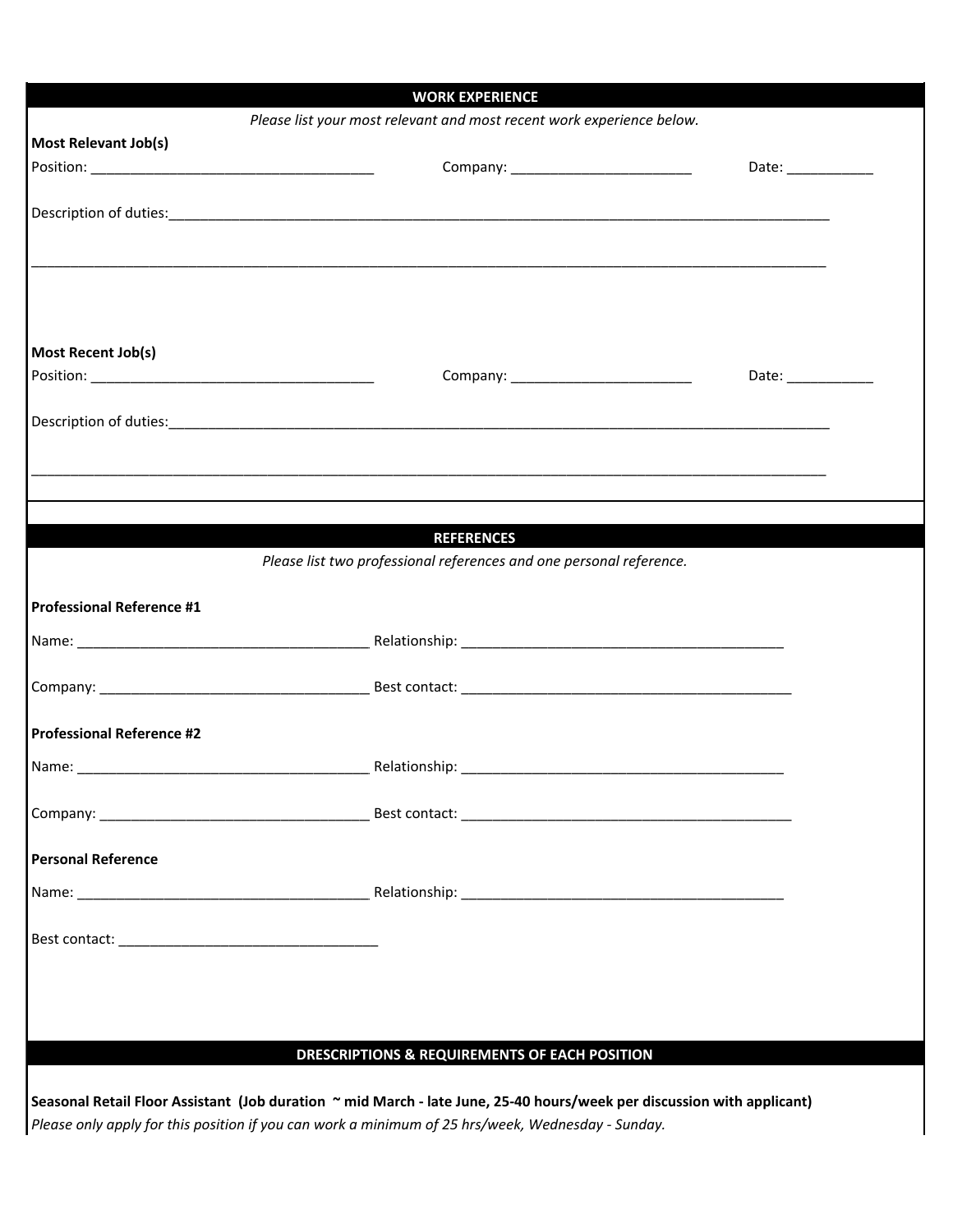## WORK EXPERIENCE

*Please list your most relevant and most recent work experience below.*

**Most Relevant Job(s)**

Position: ____________________________________ Company: _______________________ Date: ___________

Description of duties:_____________________________________________________________________________________________

_____________________________________________________________________________________________________

**Most Recent Job(s)**

Position: ____________________________________ Company: _______________________ Date: ___________

Description of duties:_____________________________________________________________________________________________

_____________________________________________________________________________________________________

## REFERENCES

*Please list two professional references and one personal reference.*

**Professional Reference #1**

Name: _____________________________________ Relationship: _________________________________________

Company: ___________________________________ Best contact: __________________________________________

**Professional Reference #2**

Name: _____________________________________ Relationship: _________________________________________

Company: ___________________________________ Best contact: __________________________________________

**Personal Reference**

Name: _____________________________________ Relationship: _________________________________________

Best contact: _________________________________

## DRESCRIPTIONS & REQUIREMENTS OF EACH POSITION

**Seasonal Retail Floor Assistant (Job duration ~ mid March - late June, 25-40 hours/week per discussion with applicant)**

*Please only apply for this position if you can work a minimum of 25 hrs/week, Wednesday - Sunday.*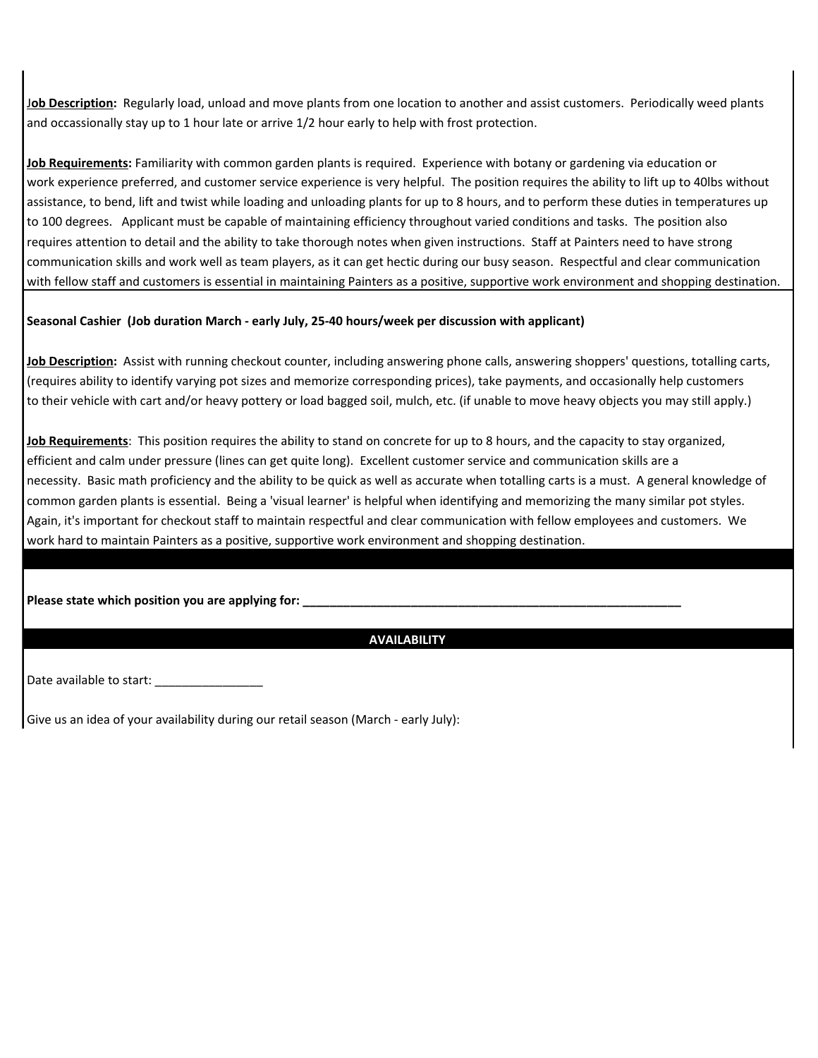**Job Description:** Regularly load, unload and move plants from one location to another and assist customers. Periodically weed plants and occassionally stay up to 1 hour late or arrive 1/2 hour early to help with frost protection.

**Job Requirements:** Familiarity with common garden plants is required. Experience with botany or gardening via education or work experience preferred, and customer service experience is very helpful. The position requires the ability to lift up to 40lbs without assistance, to bend, lift and twist while loading and unloading plants for up to 8 hours, and to perform these duties in temperatures up to 100 degrees. Applicant must be capable of maintaining efficiency throughout varied conditions and tasks. The position also requires attention to detail and the ability to take thorough notes when given instructions. Staff at Painters need to have strong communication skills and work well as team players, as it can get hectic during our busy season. Respectful and clear communication with fellow staff and customers is essential in maintaining Painters as a positive, supportive work environment and shopping destination.

**Seasonal Cashier (Job duration March - early July, 25-40 hours/week per discussion with applicant)**

**Job Description:** Assist with running checkout counter, including answering phone calls, answering shoppers' questions, totalling carts, (requires ability to identify varying pot sizes and memorize corresponding prices), take payments, and occasionally help customers to their vehicle with cart and/or heavy pottery or load bagged soil, mulch, etc. (if unable to move heavy objects you may still apply.)

**Job Requirements**: This position requires the ability to stand on concrete for up to 8 hours, and the capacity to stay organized, efficient and calm under pressure (lines can get quite long). Excellent customer service and communication skills are a necessity. Basic math proficiency and the ability to be quick as well as accurate when totalling carts is a must. A general knowledge of common garden plants is essential. Being a 'visual learner' is helpful when identifying and memorizing the many similar pot styles. Again, it's important for checkout staff to maintain respectful and clear communication with fellow employees and customers. We work hard to maintain Painters as a positive, supportive work environment and shopping destination.

**Please state which position you are applying for: ____________________________________________________________**

## AVAILABILITY

Date available to start: ________________

Give us an idea of your availability during our retail season (March - early July):